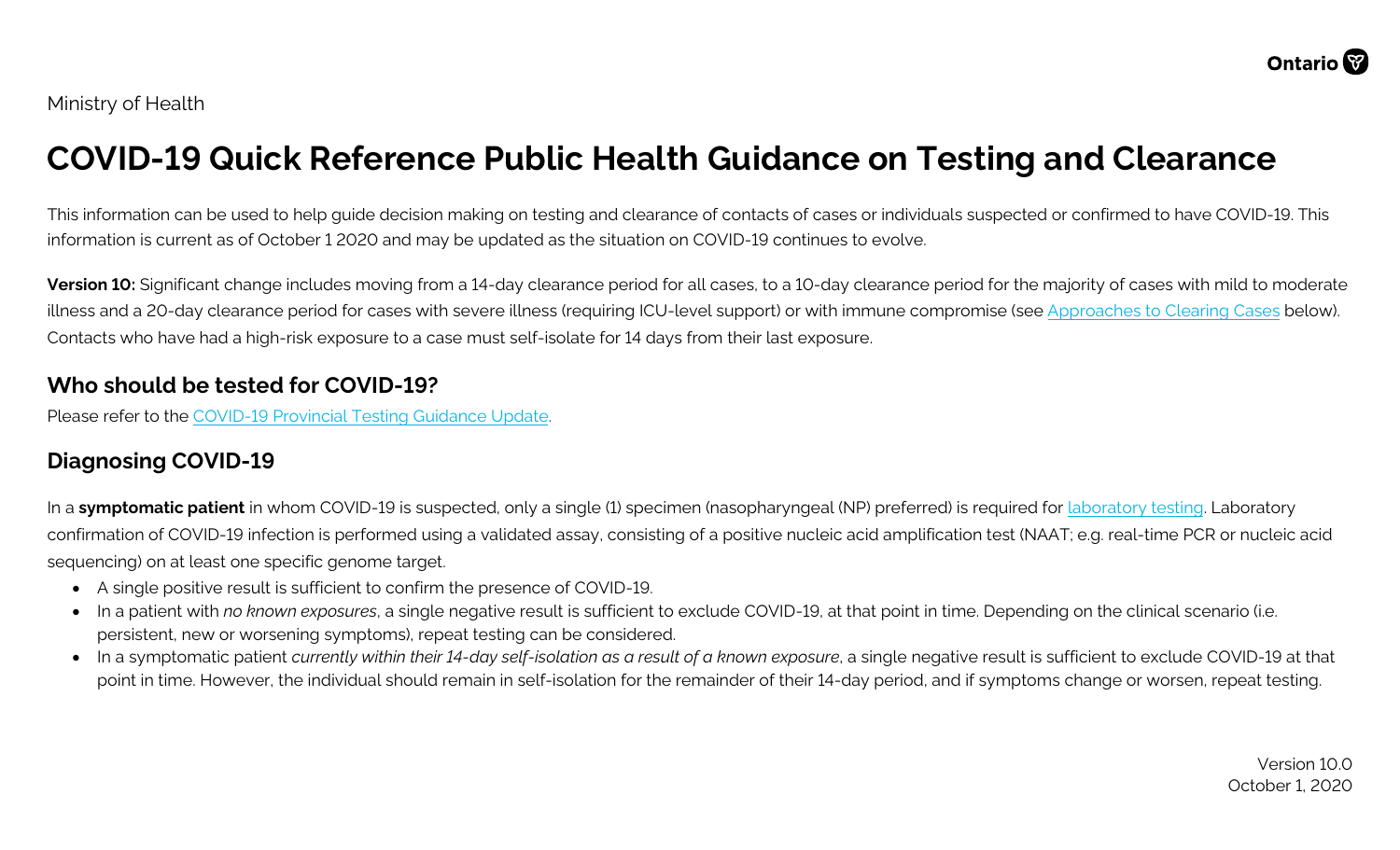Ministry of Health

# COVID-19 Quick Reference Public Health Guidance on Testing and Clearance

This information can be used to help guide decision making on testing and clearance of contacts of cases or individuals suspected or confirmed to have COVID-19. This information is current as of October 1 2020 and may be updated as the situation on COVID-19 continues to evolve.

**Version 10:** Significant change includes moving from a 14-day clearance period for all cases, to a 10-day clearance period for the majority of cases with mild to moderate illness and a 20-day clearance period for cases with severe illness (requiring ICU-level support) or with immune compromise (see Approaches to Clearing Cases below). Contacts who have had a high-risk exposure to a case must self-isolate for 14 days from their last exposure.

## Who should be tested for COVID-19?

Please refer to the COVID-19 Provincial Testing Guidance Update.

## Diagnosing COVID-19

In a **symptomatic patient** in whom COVID-19 is suspected, only a single (1) specimen (nasopharyngeal (NP) preferred) is required for laboratory testing. Laboratory confirmation of COVID-19 infection is performed using a validated assay, consisting of a positive nucleic acid amplification test (NAAT; e.g. real-time PCR or nucleic acid sequencing) on at least one specific genome target.

- A single positive result is sufficient to confirm the presence of COVID-19.
- In a patient with *no known exposures*, a single negative result is sufficient to exclude COVID-19, at that point in time. Depending on the clinical scenario (i.e. persistent, new or worsening symptoms), repeat testing can be considered.
- In a symptomatic patient *currently within their 14-day self-isolation as a result of a known exposure*, a single negative result is sufficient to exclude COVID-19 at that point in time. However, the individual should remain in self-isolation for the remainder of their 14-day period, and if symptoms change or worsen, repeat testing.

Version 10.0
October 1, 2020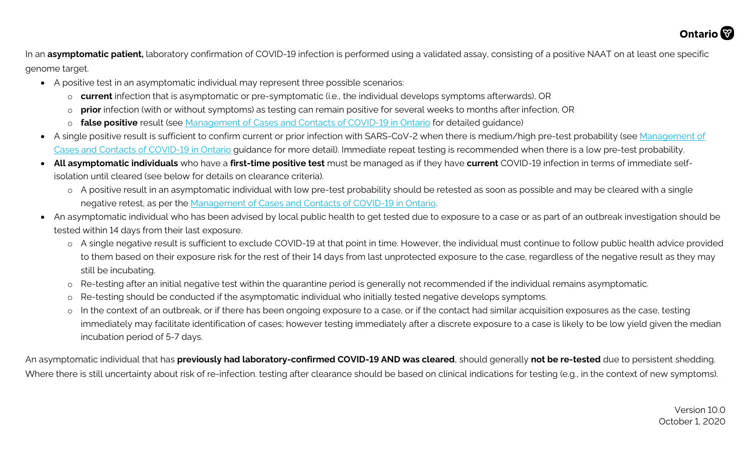In an **asymptomatic patient,** laboratory confirmation of COVID-19 infection is performed using a validated assay, consisting of a positive NAAT on at least one specific genome target.

- A positive test in an asymptomatic individual may represent three possible scenarios:
  - **current** infection that is asymptomatic or pre-symptomatic (i.e., the individual develops symptoms afterwards), OR
  - **prior** infection (with or without symptoms) as testing can remain positive for several weeks to months after infection, OR
  - **false positive** result (see Management of Cases and Contacts of COVID-19 in Ontario for detailed guidance)
- A single positive result is sufficient to confirm current or prior infection with SARS-CoV-2 when there is medium/high pre-test probability (see Management of Cases and Contacts of COVID-19 in Ontario guidance for more detail). Immediate repeat testing is recommended when there is a low pre-test probability.
- **All asymptomatic individuals** who have a **first-time positive test** must be managed as if they have **current** COVID-19 infection in terms of immediate self-isolation until cleared (see below for details on clearance criteria).
  - A positive result in an asymptomatic individual with low pre-test probability should be retested as soon as possible and may be cleared with a single negative retest, as per the Management of Cases and Contacts of COVID-19 in Ontario.
- An asymptomatic individual who has been advised by local public health to get tested due to exposure to a case or as part of an outbreak investigation should be tested within 14 days from their last exposure.
  - A single negative result is sufficient to exclude COVID-19 at that point in time. However, the individual must continue to follow public health advice provided to them based on their exposure risk for the rest of their 14 days from last unprotected exposure to the case, regardless of the negative result as they may still be incubating.
  - Re-testing after an initial negative test within the quarantine period is generally not recommended if the individual remains asymptomatic.
  - Re-testing should be conducted if the asymptomatic individual who initially tested negative develops symptoms.
  - In the context of an outbreak, or if there has been ongoing exposure to a case, or if the contact had similar acquisition exposures as the case, testing immediately may facilitate identification of cases; however testing immediately after a discrete exposure to a case is likely to be low yield given the median incubation period of 5-7 days.

An asymptomatic individual that has **previously had laboratory-confirmed COVID-19 AND was cleared**, should generally **not be re-tested** due to persistent shedding. Where there is still uncertainty about risk of re-infection. testing after clearance should be based on clinical indications for testing (e.g., in the context of new symptoms).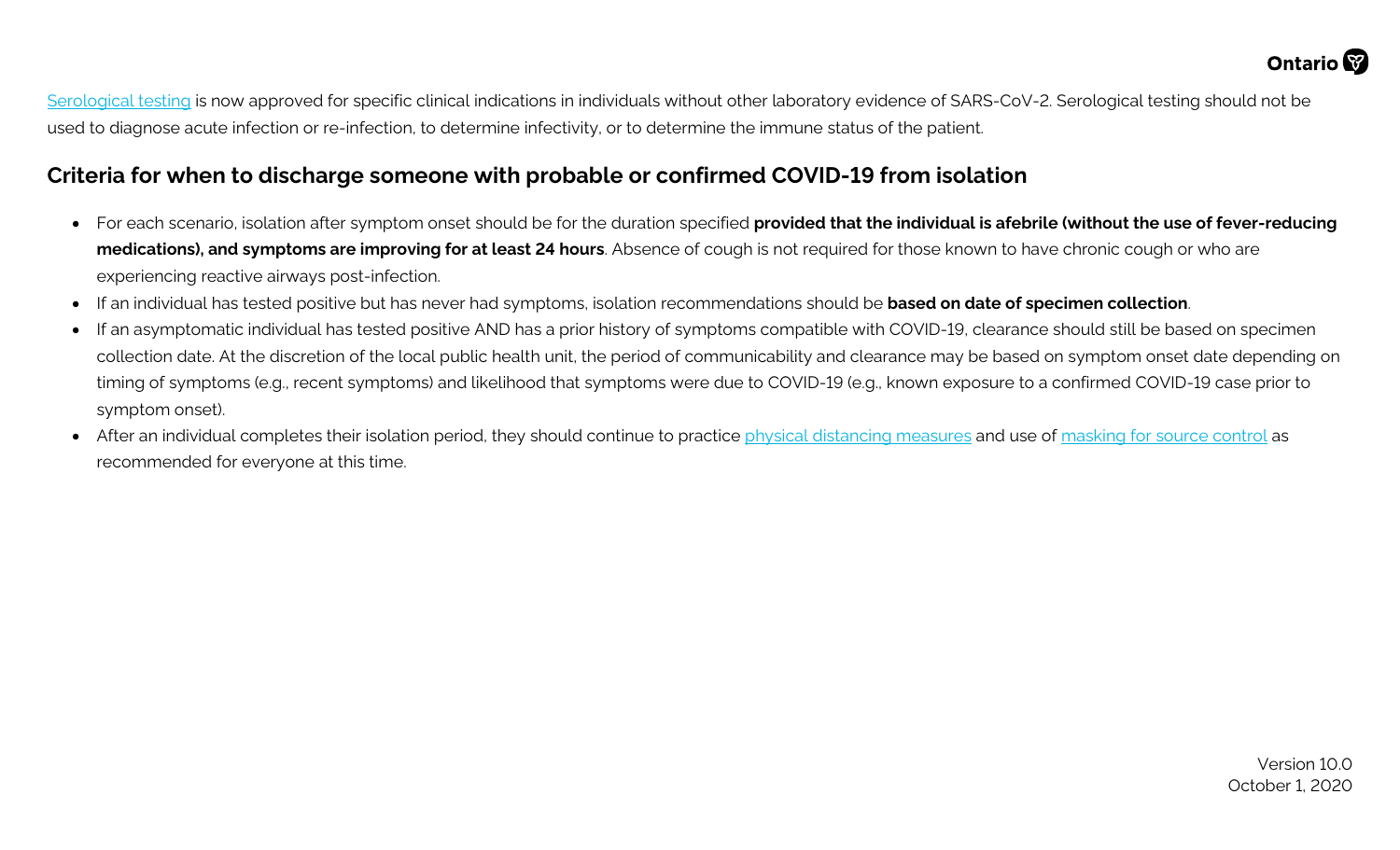Serological testing is now approved for specific clinical indications in individuals without other laboratory evidence of SARS-CoV-2. Serological testing should not be used to diagnose acute infection or re-infection, to determine infectivity, or to determine the immune status of the patient.

## Criteria for when to discharge someone with probable or confirmed COVID-19 from isolation

- For each scenario, isolation after symptom onset should be for the duration specified **provided that the individual is afebrile (without the use of fever-reducing medications), and symptoms are improving for at least 24 hours**. Absence of cough is not required for those known to have chronic cough or who are experiencing reactive airways post-infection.
- If an individual has tested positive but has never had symptoms, isolation recommendations should be **based on date of specimen collection**.
- If an asymptomatic individual has tested positive AND has a prior history of symptoms compatible with COVID-19, clearance should still be based on specimen collection date. At the discretion of the local public health unit, the period of communicability and clearance may be based on symptom onset date depending on timing of symptoms (e.g., recent symptoms) and likelihood that symptoms were due to COVID-19 (e.g., known exposure to a confirmed COVID-19 case prior to symptom onset).
- After an individual completes their isolation period, they should continue to practice physical distancing measures and use of masking for source control as recommended for everyone at this time.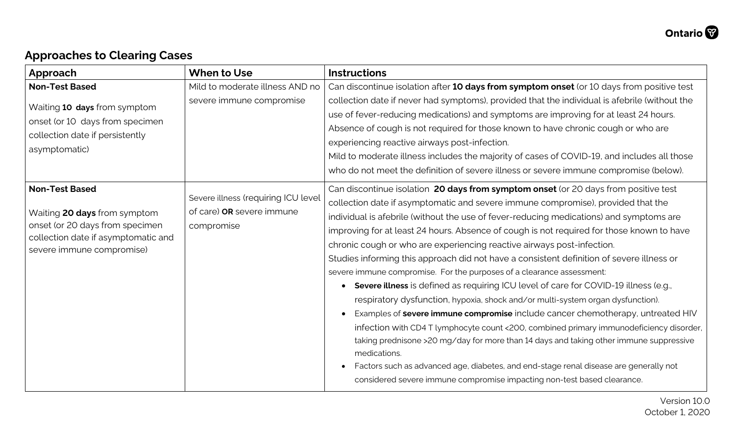## Approaches to Clearing Cases

| Approach | When to Use | Instructions |
|---|---|---|
| **Non-Test Based**<br><br>Waiting **10 days** from symptom onset (or 10 days from specimen collection date if persistently asymptomatic) | Mild to moderate illness AND no severe immune compromise | Can discontinue isolation after **10 days from symptom onset** (or 10 days from positive test collection date if never had symptoms), provided that the individual is afebrile (without the use of fever-reducing medications) and symptoms are improving for at least 24 hours. Absence of cough is not required for those known to have chronic cough or who are experiencing reactive airways post-infection.<br>Mild to moderate illness includes the majority of cases of COVID-19, and includes all those who do not meet the definition of severe illness or severe immune compromise (below). |
| **Non-Test Based**<br><br>Waiting **20 days** from symptom onset (or 20 days from specimen collection date if asymptomatic and severe immune compromise) | Severe illness (requiring ICU level of care) **OR** severe immune compromise | Can discontinue isolation **20 days from symptom onset** (or 20 days from positive test collection date if asymptomatic and severe immune compromise), provided that the individual is afebrile (without the use of fever-reducing medications) and symptoms are improving for at least 24 hours. Absence of cough is not required for those known to have chronic cough or who are experiencing reactive airways post-infection.<br>Studies informing this approach did not have a consistent definition of severe illness or severe immune compromise. For the purposes of a clearance assessment:<br>• **Severe illness** is defined as requiring ICU level of care for COVID-19 illness (e.g., respiratory dysfunction, hypoxia, shock and/or multi-system organ dysfunction).<br>• Examples of **severe immune compromise** include cancer chemotherapy, untreated HIV infection with CD4 T lymphocyte count <200, combined primary immunodeficiency disorder, taking prednisone >20 mg/day for more than 14 days and taking other immune suppressive medications.<br>• Factors such as advanced age, diabetes, and end-stage renal disease are generally not considered severe immune compromise impacting non-test based clearance. |

Version 10.0
October 1, 2020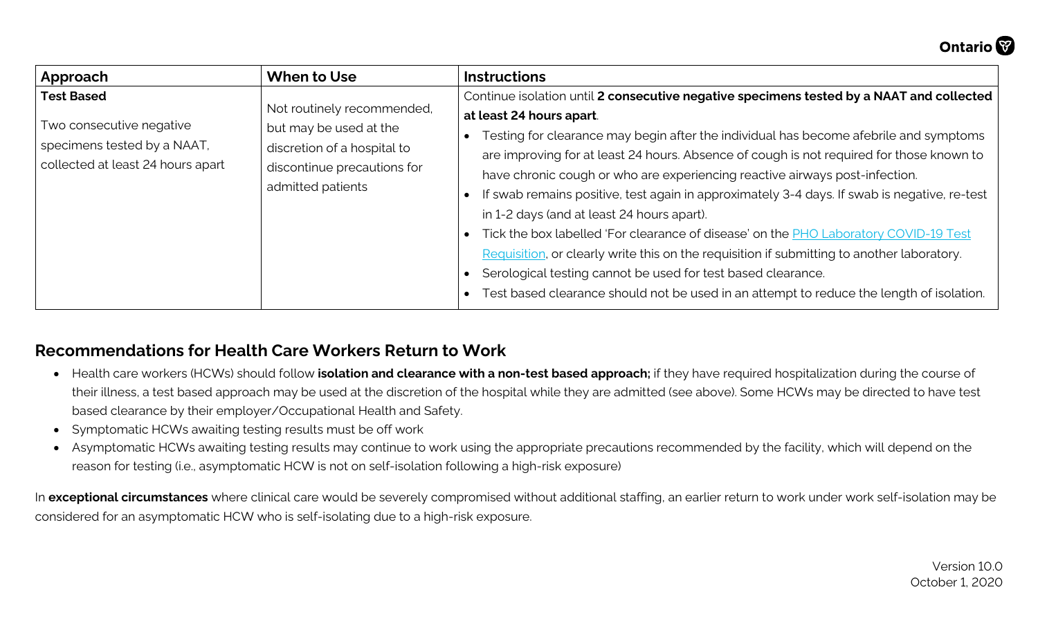| Approach | When to Use | Instructions |
| --- | --- | --- |
| **Test Based**<br><br>Two consecutive negative specimens tested by a NAAT, collected at least 24 hours apart | Not routinely recommended, but may be used at the discretion of a hospital to discontinue precautions for admitted patients | Continue isolation until **2 consecutive negative specimens tested by a NAAT and collected at least 24 hours apart**.<br>• Testing for clearance may begin after the individual has become afebrile and symptoms are improving for at least 24 hours. Absence of cough is not required for those known to have chronic cough or who are experiencing reactive airways post-infection.<br>• If swab remains positive, test again in approximately 3-4 days. If swab is negative, re-test in 1-2 days (and at least 24 hours apart).<br>• Tick the box labelled 'For clearance of disease' on the PHO Laboratory COVID-19 Test Requisition, or clearly write this on the requisition if submitting to another laboratory.<br>• Serological testing cannot be used for test based clearance.<br>• Test based clearance should not be used in an attempt to reduce the length of isolation. |

## Recommendations for Health Care Workers Return to Work

- Health care workers (HCWs) should follow **isolation and clearance with a non-test based approach;** if they have required hospitalization during the course of their illness, a test based approach may be used at the discretion of the hospital while they are admitted (see above). Some HCWs may be directed to have test based clearance by their employer/Occupational Health and Safety.
- Symptomatic HCWs awaiting testing results must be off work
- Asymptomatic HCWs awaiting testing results may continue to work using the appropriate precautions recommended by the facility, which will depend on the reason for testing (i.e., asymptomatic HCW is not on self-isolation following a high-risk exposure)

In **exceptional circumstances** where clinical care would be severely compromised without additional staffing, an earlier return to work under work self-isolation may be considered for an asymptomatic HCW who is self-isolating due to a high-risk exposure.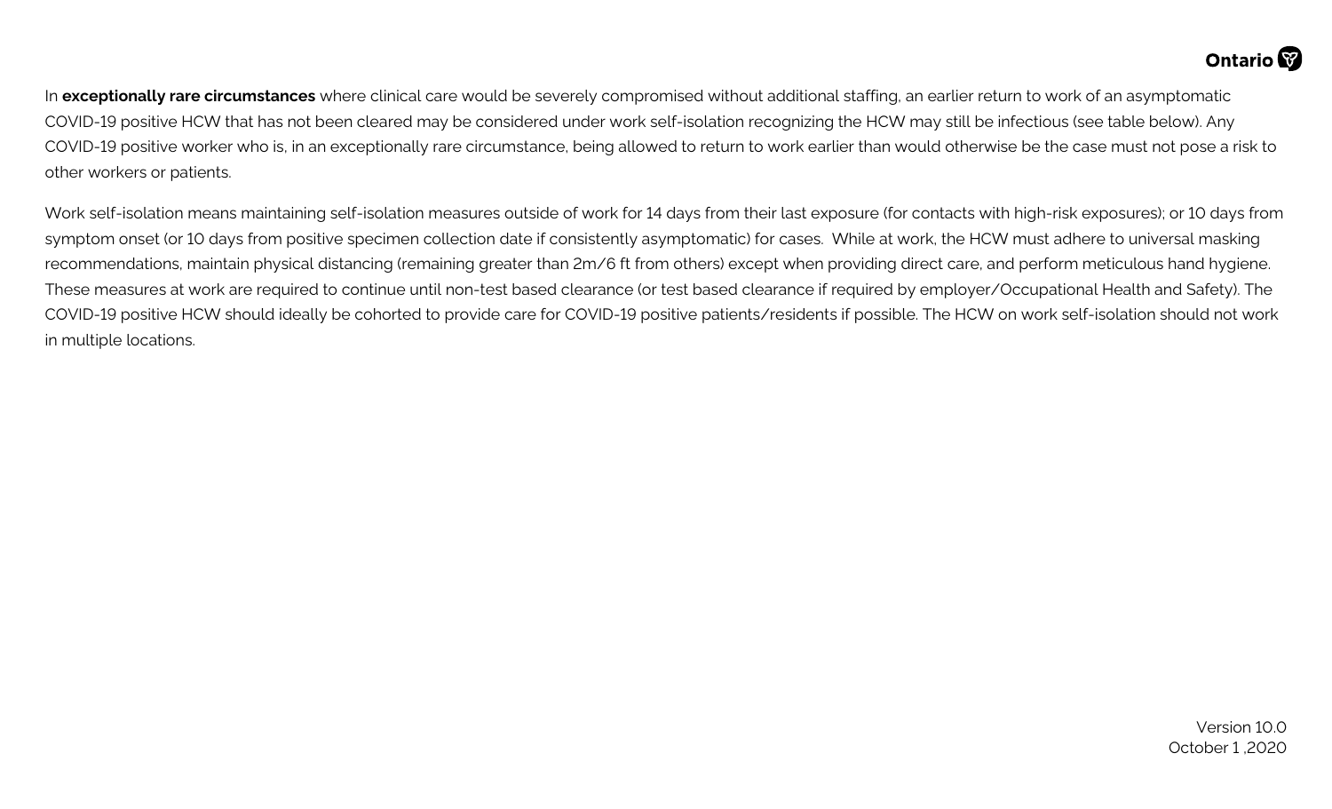In **exceptionally rare circumstances** where clinical care would be severely compromised without additional staffing, an earlier return to work of an asymptomatic COVID-19 positive HCW that has not been cleared may be considered under work self-isolation recognizing the HCW may still be infectious (see table below). Any COVID-19 positive worker who is, in an exceptionally rare circumstance, being allowed to return to work earlier than would otherwise be the case must not pose a risk to other workers or patients.

Work self-isolation means maintaining self-isolation measures outside of work for 14 days from their last exposure (for contacts with high-risk exposures); or 10 days from symptom onset (or 10 days from positive specimen collection date if consistently asymptomatic) for cases. While at work, the HCW must adhere to universal masking recommendations, maintain physical distancing (remaining greater than 2m/6 ft from others) except when providing direct care, and perform meticulous hand hygiene. These measures at work are required to continue until non-test based clearance (or test based clearance if required by employer/Occupational Health and Safety). The COVID-19 positive HCW should ideally be cohorted to provide care for COVID-19 positive patients/residents if possible. The HCW on work self-isolation should not work in multiple locations.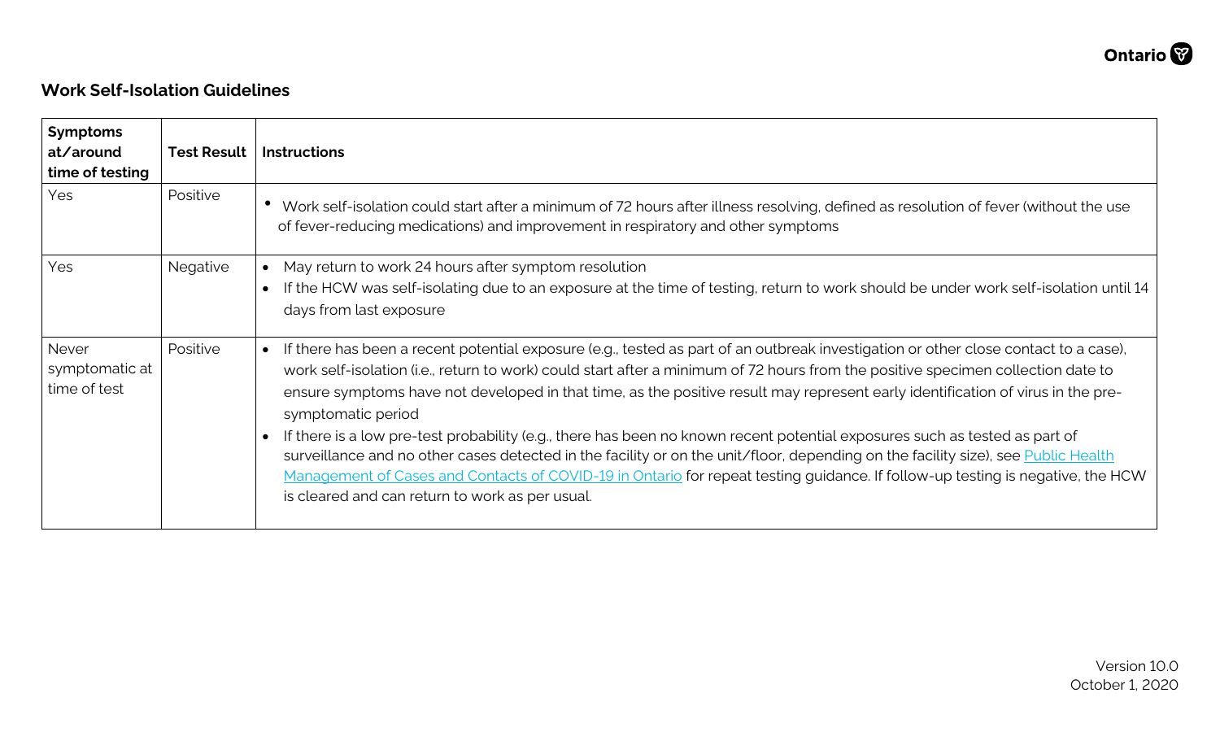## Work Self-Isolation Guidelines

| Symptoms at/around time of testing | Test Result | Instructions |
|---|---|---|
| Yes | Positive | • Work self-isolation could start after a minimum of 72 hours after illness resolving, defined as resolution of fever (without the use of fever-reducing medications) and improvement in respiratory and other symptoms |
| Yes | Negative | • May return to work 24 hours after symptom resolution<br>• If the HCW was self-isolating due to an exposure at the time of testing, return to work should be under work self-isolation until 14 days from last exposure |
| Never symptomatic at time of test | Positive | • If there has been a recent potential exposure (e.g., tested as part of an outbreak investigation or other close contact to a case), work self-isolation (i.e., return to work) could start after a minimum of 72 hours from the positive specimen collection date to ensure symptoms have not developed in that time, as the positive result may represent early identification of virus in the pre-symptomatic period<br>• If there is a low pre-test probability (e.g., there has been no known recent potential exposures such as tested as part of surveillance and no other cases detected in the facility or on the unit/floor, depending on the facility size), see [Public Health Management of Cases and Contacts of COVID-19 in Ontario]() for repeat testing guidance. If follow-up testing is negative, the HCW is cleared and can return to work as per usual. |

Version 10.0
October 1, 2020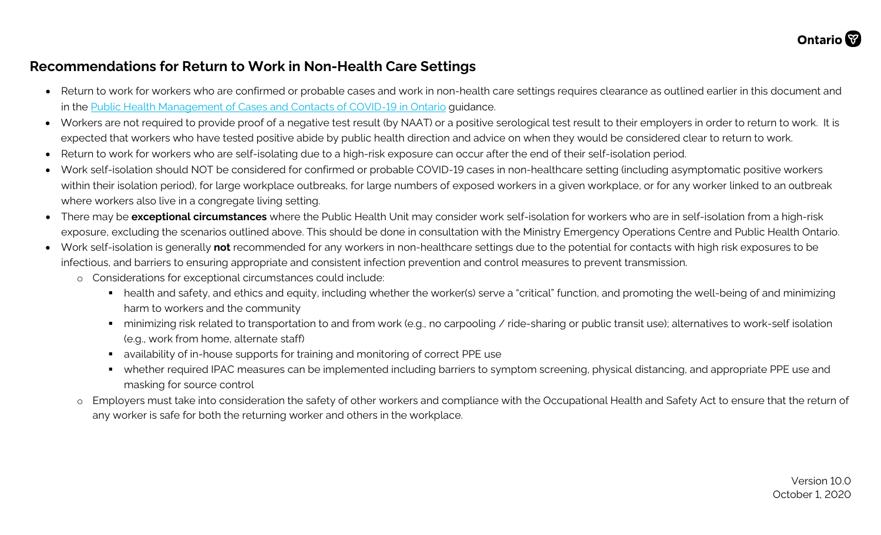## Recommendations for Return to Work in Non-Health Care Settings

- Return to work for workers who are confirmed or probable cases and work in non-health care settings requires clearance as outlined earlier in this document and in the [Public Health Management of Cases and Contacts of COVID-19 in Ontario](#) guidance.
- Workers are not required to provide proof of a negative test result (by NAAT) or a positive serological test result to their employers in order to return to work. It is expected that workers who have tested positive abide by public health direction and advice on when they would be considered clear to return to work.
- Return to work for workers who are self-isolating due to a high-risk exposure can occur after the end of their self-isolation period.
- Work self-isolation should NOT be considered for confirmed or probable COVID-19 cases in non-healthcare setting (including asymptomatic positive workers within their isolation period), for large workplace outbreaks, for large numbers of exposed workers in a given workplace, or for any worker linked to an outbreak where workers also live in a congregate living setting.
- There may be **exceptional circumstances** where the Public Health Unit may consider work self-isolation for workers who are in self-isolation from a high-risk exposure, excluding the scenarios outlined above. This should be done in consultation with the Ministry Emergency Operations Centre and Public Health Ontario.
- Work self-isolation is generally **not** recommended for any workers in non-healthcare settings due to the potential for contacts with high risk exposures to be infectious, and barriers to ensuring appropriate and consistent infection prevention and control measures to prevent transmission.
  - Considerations for exceptional circumstances could include:
    - health and safety, and ethics and equity, including whether the worker(s) serve a "critical" function, and promoting the well-being of and minimizing harm to workers and the community
    - minimizing risk related to transportation to and from work (e.g., no carpooling / ride-sharing or public transit use); alternatives to work-self isolation (e.g., work from home, alternate staff)
    - availability of in-house supports for training and monitoring of correct PPE use
    - whether required IPAC measures can be implemented including barriers to symptom screening, physical distancing, and appropriate PPE use and masking for source control
  - Employers must take into consideration the safety of other workers and compliance with the Occupational Health and Safety Act to ensure that the return of any worker is safe for both the returning worker and others in the workplace.